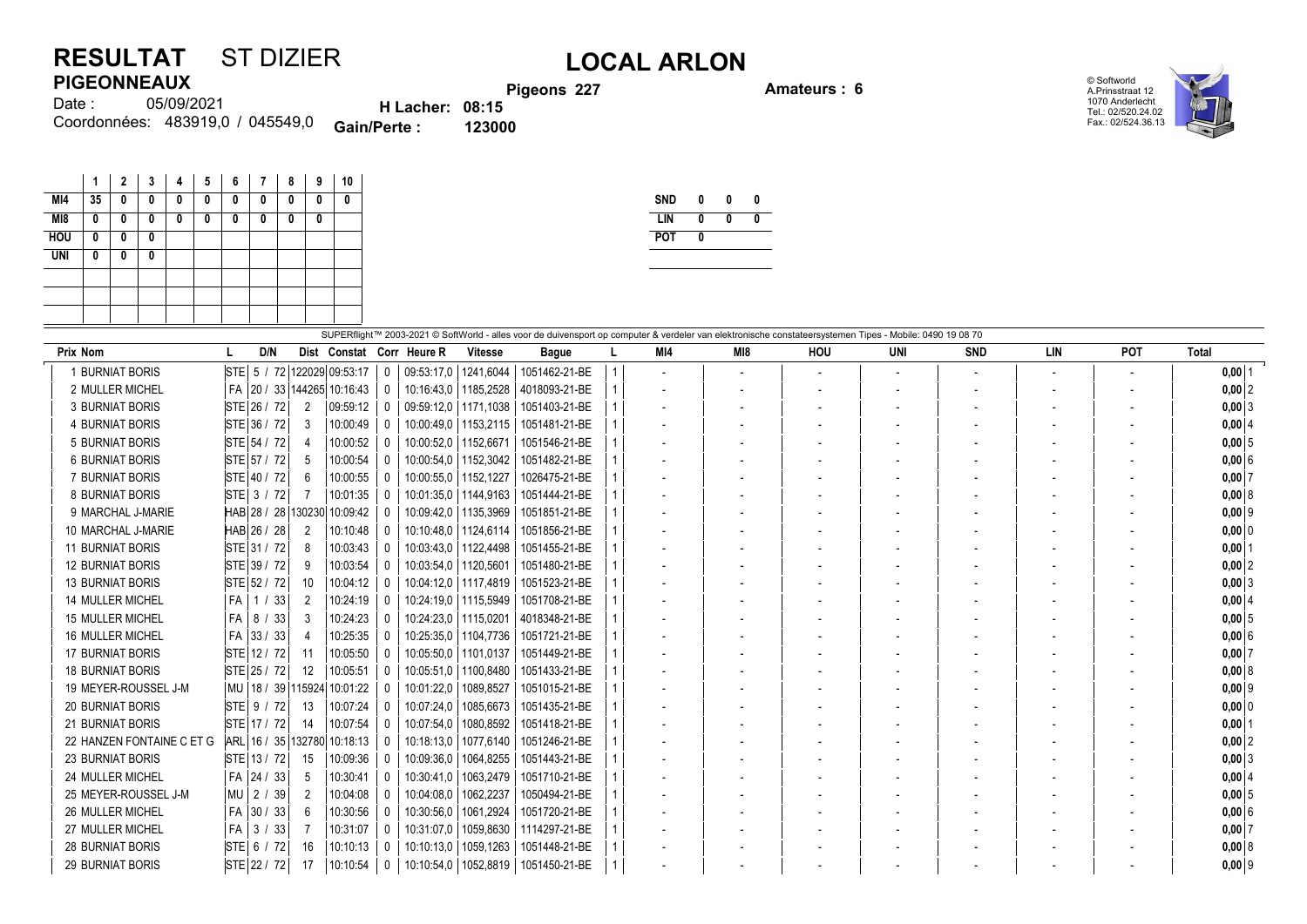# RESULTAT ST DIZIER

## PIGEONNEAUX

# LOCAL ARLON

Date : 05/09/2021

Coordonnées: 483919,0 / 045549,0

**Pigeons 227**

**H Lacher: 08:15**

**Gain/Perte : 123000**

**Amateurs : 6**

© Softworld
A.Prinsstraat 12
1070 Anderlecht
Tel.: 02/520.24.02
Fax.: 02/524.36.13

| | 1 | 2 | 3 | 4 | 5 | 6 | 7 | 8 | 9 | 10 |
|---|---|---|---|---|---|---|---|---|---|---|
| MI4 | 35 | 0 | 0 | 0 | 0 | 0 | 0 | 0 | 0 | 0 |
| MI8 | 0 | 0 | 0 | 0 | 0 | 0 | 0 | 0 | 0 | |
| HOU | 0 | 0 | 0 | | | | | | | |
| UNI | 0 | 0 | 0 | | | | | | | |

| SND | 0 | 0 | 0 |
|---|---|---|---|
| LIN | 0 | 0 | 0 |
| POT | 0 | | |

SUPERflight™ 2003-2021 © SoftWorld - alles voor de duivensport op computer & verdeler van elektronische constateersystemen Tipes - Mobile: 0490 19 08 70

| Prix | Nom | L | D/N | Dist | Constat | Corr | Heure R | Vitesse | Bague | L | MI4 | MI8 | HOU | UNI | SND | LIN | POT | Total |
|---|---|---|---|---|---|---|---|---|---|---|---|---|---|---|---|---|---|---|
| 1 | BURNIAT BORIS | STE | 5 / 72 | 122029 | 09:53:17 | 0 | 09:53:17,0 | 1241,6044 | 1051462-21-BE | 1 | - | - | - | - | - | - | - | **0,00** 1 |
| 2 | MULLER MICHEL | FA | 20 / 33 | 144265 | 10:16:43 | 0 | 10:16:43,0 | 1185,2528 | 4018093-21-BE | 1 | - | - | - | - | - | - | - | **0,00** 2 |
| 3 | BURNIAT BORIS | STE | 26 / 72 | 2 | 09:59:12 | 0 | 09:59:12,0 | 1171,1038 | 1051403-21-BE | 1 | - | - | - | - | - | - | - | **0,00** 3 |
| 4 | BURNIAT BORIS | STE | 36 / 72 | 3 | 10:00:49 | 0 | 10:00:49,0 | 1153,2115 | 1051481-21-BE | 1 | - | - | - | - | - | - | - | **0,00** 4 |
| 5 | BURNIAT BORIS | STE | 54 / 72 | 4 | 10:00:52 | 0 | 10:00:52,0 | 1152,6671 | 1051546-21-BE | 1 | - | - | - | - | - | - | - | **0,00** 5 |
| 6 | BURNIAT BORIS | STE | 57 / 72 | 5 | 10:00:54 | 0 | 10:00:54,0 | 1152,3042 | 1051482-21-BE | 1 | - | - | - | - | - | - | - | **0,00** 6 |
| 7 | BURNIAT BORIS | STE | 40 / 72 | 6 | 10:00:55 | 0 | 10:00:55,0 | 1152,1227 | 1026475-21-BE | 1 | - | - | - | - | - | - | - | **0,00** 7 |
| 8 | BURNIAT BORIS | STE | 3 / 72 | 7 | 10:01:35 | 0 | 10:01:35,0 | 1144,9163 | 1051444-21-BE | 1 | - | - | - | - | - | - | - | **0,00** 8 |
| 9 | MARCHAL J-MARIE | HAB | 28 / 28 | 130230 | 10:09:42 | 0 | 10:09:42,0 | 1135,3969 | 1051851-21-BE | 1 | - | - | - | - | - | - | - | **0,00** 9 |
| 10 | MARCHAL J-MARIE | HAB | 26 / 28 | 2 | 10:10:48 | 0 | 10:10:48,0 | 1124,6114 | 1051856-21-BE | 1 | - | - | - | - | - | - | - | **0,00** 0 |
| 11 | BURNIAT BORIS | STE | 31 / 72 | 8 | 10:03:43 | 0 | 10:03:43,0 | 1122,4498 | 1051455-21-BE | 1 | - | - | - | - | - | - | - | **0,00** 1 |
| 12 | BURNIAT BORIS | STE | 39 / 72 | 9 | 10:03:54 | 0 | 10:03:54,0 | 1120,5601 | 1051480-21-BE | 1 | - | - | - | - | - | - | - | **0,00** 2 |
| 13 | BURNIAT BORIS | STE | 52 / 72 | 10 | 10:04:12 | 0 | 10:04:12,0 | 1117,4819 | 1051523-21-BE | 1 | - | - | - | - | - | - | - | **0,00** 3 |
| 14 | MULLER MICHEL | FA | 1 / 33 | 2 | 10:24:19 | 0 | 10:24:19,0 | 1115,5949 | 1051708-21-BE | 1 | - | - | - | - | - | - | - | **0,00** 4 |
| 15 | MULLER MICHEL | FA | 8 / 33 | 3 | 10:24:23 | 0 | 10:24:23,0 | 1115,0201 | 4018348-21-BE | 1 | - | - | - | - | - | - | - | **0,00** 5 |
| 16 | MULLER MICHEL | FA | 33 / 33 | 4 | 10:25:35 | 0 | 10:25:35,0 | 1104,7736 | 1051721-21-BE | 1 | - | - | - | - | - | - | - | **0,00** 6 |
| 17 | BURNIAT BORIS | STE | 12 / 72 | 11 | 10:05:50 | 0 | 10:05:50,0 | 1101,0137 | 1051449-21-BE | 1 | - | - | - | - | - | - | - | **0,00** 7 |
| 18 | BURNIAT BORIS | STE | 25 / 72 | 12 | 10:05:51 | 0 | 10:05:51,0 | 1100,8480 | 1051433-21-BE | 1 | - | - | - | - | - | - | - | **0,00** 8 |
| 19 | MEYER-ROUSSEL J-M | MU | 18 / 39 | 115924 | 10:01:22 | 0 | 10:01:22,0 | 1089,8527 | 1051015-21-BE | 1 | - | - | - | - | - | - | - | **0,00** 9 |
| 20 | BURNIAT BORIS | STE | 9 / 72 | 13 | 10:07:24 | 0 | 10:07:24,0 | 1085,6673 | 1051435-21-BE | 1 | - | - | - | - | - | - | - | **0,00** 0 |
| 21 | BURNIAT BORIS | STE | 17 / 72 | 14 | 10:07:54 | 0 | 10:07:54,0 | 1080,8592 | 1051418-21-BE | 1 | - | - | - | - | - | - | - | **0,00** 1 |
| 22 | HANZEN FONTAINE C ET G | ARL | 16 / 35 | 132780 | 10:18:13 | 0 | 10:18:13,0 | 1077,6140 | 1051246-21-BE | 1 | - | - | - | - | - | - | - | **0,00** 2 |
| 23 | BURNIAT BORIS | STE | 13 / 72 | 15 | 10:09:36 | 0 | 10:09:36,0 | 1064,8255 | 1051443-21-BE | 1 | - | - | - | - | - | - | - | **0,00** 3 |
| 24 | MULLER MICHEL | FA | 24 / 33 | 5 | 10:30:41 | 0 | 10:30:41,0 | 1063,2479 | 1051710-21-BE | 1 | - | - | - | - | - | - | - | **0,00** 4 |
| 25 | MEYER-ROUSSEL J-M | MU | 2 / 39 | 2 | 10:04:08 | 0 | 10:04:08,0 | 1062,2237 | 1050494-21-BE | 1 | - | - | - | - | - | - | - | **0,00** 5 |
| 26 | MULLER MICHEL | FA | 30 / 33 | 6 | 10:30:56 | 0 | 10:30:56,0 | 1061,2924 | 1051720-21-BE | 1 | - | - | - | - | - | - | - | **0,00** 6 |
| 27 | MULLER MICHEL | FA | 3 / 33 | 7 | 10:31:07 | 0 | 10:31:07,0 | 1059,8630 | 1114297-21-BE | 1 | - | - | - | - | - | - | - | **0,00** 7 |
| 28 | BURNIAT BORIS | STE | 6 / 72 | 16 | 10:10:13 | 0 | 10:10:13,0 | 1059,1263 | 1051448-21-BE | 1 | - | - | - | - | - | - | - | **0,00** 8 |
| 29 | BURNIAT BORIS | STE | 22 / 72 | 17 | 10:10:54 | 0 | 10:10:54,0 | 1052,8819 | 1051450-21-BE | 1 | - | - | - | - | - | - | - | **0,00** 9 |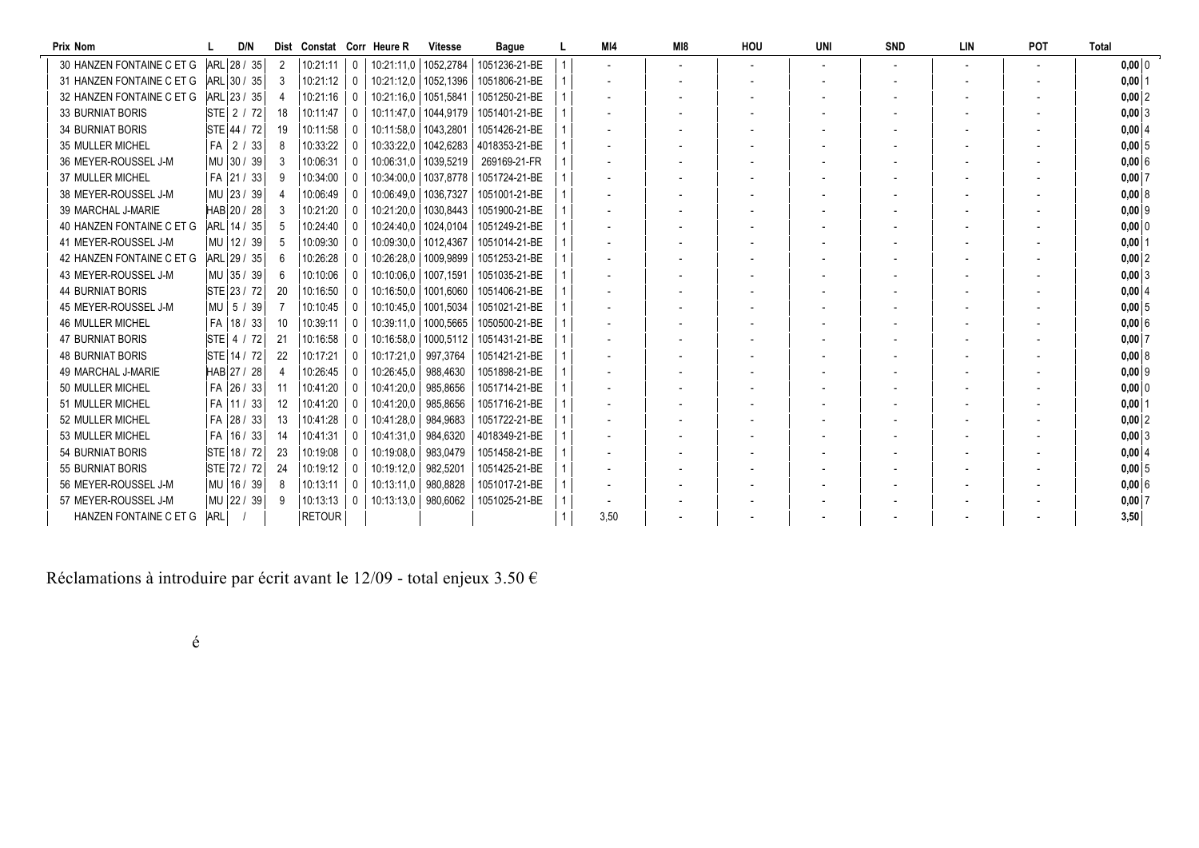| Prix | Nom | L | D/N | Dist | Constat | Corr | Heure R | Vitesse | Bague | L | MI4 | MI8 | HOU | UNI | SND | LIN | POT | Total |
|---|---|---|---|---|---|---|---|---|---|---|---|---|---|---|---|---|---|---|
| 30 | HANZEN FONTAINE C ET G | ARL | 28 / 35 | 2 | 10:21:11 | 0 | 10:21:11,0 | 1052,2784 | 1051236-21-BE | 1 | - | - | - | - | - | - | - | 0,00 0 |
| 31 | HANZEN FONTAINE C ET G | ARL | 30 / 35 | 3 | 10:21:12 | 0 | 10:21:12,0 | 1052,1396 | 1051806-21-BE | 1 | - | - | - | - | - | - | - | 0,00 1 |
| 32 | HANZEN FONTAINE C ET G | ARL | 23 / 35 | 4 | 10:21:16 | 0 | 10:21:16,0 | 1051,5841 | 1051250-21-BE | 1 | - | - | - | - | - | - | - | 0,00 2 |
| 33 | BURNIAT BORIS | STE | 2 / 72 | 18 | 10:11:47 | 0 | 10:11:47,0 | 1044,9179 | 1051401-21-BE | 1 | - | - | - | - | - | - | - | 0,00 3 |
| 34 | BURNIAT BORIS | STE | 44 / 72 | 19 | 10:11:58 | 0 | 10:11:58,0 | 1043,2801 | 1051426-21-BE | 1 | - | - | - | - | - | - | - | 0,00 4 |
| 35 | MULLER MICHEL | FA | 2 / 33 | 8 | 10:33:22 | 0 | 10:33:22,0 | 1042,6283 | 4018353-21-BE | 1 | - | - | - | - | - | - | - | 0,00 5 |
| 36 | MEYER-ROUSSEL J-M | MU | 30 / 39 | 3 | 10:06:31 | 0 | 10:06:31,0 | 1039,5219 | 269169-21-FR | 1 | - | - | - | - | - | - | - | 0,00 6 |
| 37 | MULLER MICHEL | FA | 21 / 33 | 9 | 10:34:00 | 0 | 10:34:00,0 | 1037,8778 | 1051724-21-BE | 1 | - | - | - | - | - | - | - | 0,00 7 |
| 38 | MEYER-ROUSSEL J-M | MU | 23 / 39 | 4 | 10:06:49 | 0 | 10:06:49,0 | 1036,7327 | 1051001-21-BE | 1 | - | - | - | - | - | - | - | 0,00 8 |
| 39 | MARCHAL J-MARIE | HAB | 20 / 28 | 3 | 10:21:20 | 0 | 10:21:20,0 | 1030,8443 | 1051900-21-BE | 1 | - | - | - | - | - | - | - | 0,00 9 |
| 40 | HANZEN FONTAINE C ET G | ARL | 14 / 35 | 5 | 10:24:40 | 0 | 10:24:40,0 | 1024,0104 | 1051249-21-BE | 1 | - | - | - | - | - | - | - | 0,00 0 |
| 41 | MEYER-ROUSSEL J-M | MU | 12 / 39 | 5 | 10:09:30 | 0 | 10:09:30,0 | 1012,4367 | 1051014-21-BE | 1 | - | - | - | - | - | - | - | 0,00 1 |
| 42 | HANZEN FONTAINE C ET G | ARL | 29 / 35 | 6 | 10:26:28 | 0 | 10:26:28,0 | 1009,9899 | 1051253-21-BE | 1 | - | - | - | - | - | - | - | 0,00 2 |
| 43 | MEYER-ROUSSEL J-M | MU | 35 / 39 | 6 | 10:10:06 | 0 | 10:10:06,0 | 1007,1591 | 1051035-21-BE | 1 | - | - | - | - | - | - | - | 0,00 3 |
| 44 | BURNIAT BORIS | STE | 23 / 72 | 20 | 10:16:50 | 0 | 10:16:50,0 | 1001,6060 | 1051406-21-BE | 1 | - | - | - | - | - | - | - | 0,00 4 |
| 45 | MEYER-ROUSSEL J-M | MU | 5 / 39 | 7 | 10:10:45 | 0 | 10:10:45,0 | 1001,5034 | 1051021-21-BE | 1 | - | - | - | - | - | - | - | 0,00 5 |
| 46 | MULLER MICHEL | FA | 18 / 33 | 10 | 10:39:11 | 0 | 10:39:11,0 | 1000,5665 | 1050500-21-BE | 1 | - | - | - | - | - | - | - | 0,00 6 |
| 47 | BURNIAT BORIS | STE | 4 / 72 | 21 | 10:16:58 | 0 | 10:16:58,0 | 1000,5112 | 1051431-21-BE | 1 | - | - | - | - | - | - | - | 0,00 7 |
| 48 | BURNIAT BORIS | STE | 14 / 72 | 22 | 10:17:21 | 0 | 10:17:21,0 | 997,3764 | 1051421-21-BE | 1 | - | - | - | - | - | - | - | 0,00 8 |
| 49 | MARCHAL J-MARIE | HAB | 27 / 28 | 4 | 10:26:45 | 0 | 10:26:45,0 | 988,4630 | 1051898-21-BE | 1 | - | - | - | - | - | - | - | 0,00 9 |
| 50 | MULLER MICHEL | FA | 26 / 33 | 11 | 10:41:20 | 0 | 10:41:20,0 | 985,8656 | 1051714-21-BE | 1 | - | - | - | - | - | - | - | 0,00 0 |
| 51 | MULLER MICHEL | FA | 11 / 33 | 12 | 10:41:20 | 0 | 10:41:20,0 | 985,8656 | 1051716-21-BE | 1 | - | - | - | - | - | - | - | 0,00 1 |
| 52 | MULLER MICHEL | FA | 28 / 33 | 13 | 10:41:28 | 0 | 10:41:28,0 | 984,9683 | 1051722-21-BE | 1 | - | - | - | - | - | - | - | 0,00 2 |
| 53 | MULLER MICHEL | FA | 16 / 33 | 14 | 10:41:31 | 0 | 10:41:31,0 | 984,6320 | 4018349-21-BE | 1 | - | - | - | - | - | - | - | 0,00 3 |
| 54 | BURNIAT BORIS | STE | 18 / 72 | 23 | 10:19:08 | 0 | 10:19:08,0 | 983,0479 | 1051458-21-BE | 1 | - | - | - | - | - | - | - | 0,00 4 |
| 55 | BURNIAT BORIS | STE | 72 / 72 | 24 | 10:19:12 | 0 | 10:19:12,0 | 982,5201 | 1051425-21-BE | 1 | - | - | - | - | - | - | - | 0,00 5 |
| 56 | MEYER-ROUSSEL J-M | MU | 16 / 39 | 8 | 10:13:11 | 0 | 10:13:11,0 | 980,8828 | 1051017-21-BE | 1 | - | - | - | - | - | - | - | 0,00 6 |
| 57 | MEYER-ROUSSEL J-M | MU | 22 / 39 | 9 | 10:13:13 | 0 | 10:13:13,0 | 980,6062 | 1051025-21-BE | 1 | - | - | - | - | - | - | - | 0,00 7 |
| | HANZEN FONTAINE C ET G | ARL | / | | RETOUR | | | | | 1 | 3,50 | - | - | - | - | - | - | 3,50 |

Réclamations à introduire par écrit avant le 12/09 - total enjeux 3.50 €

é